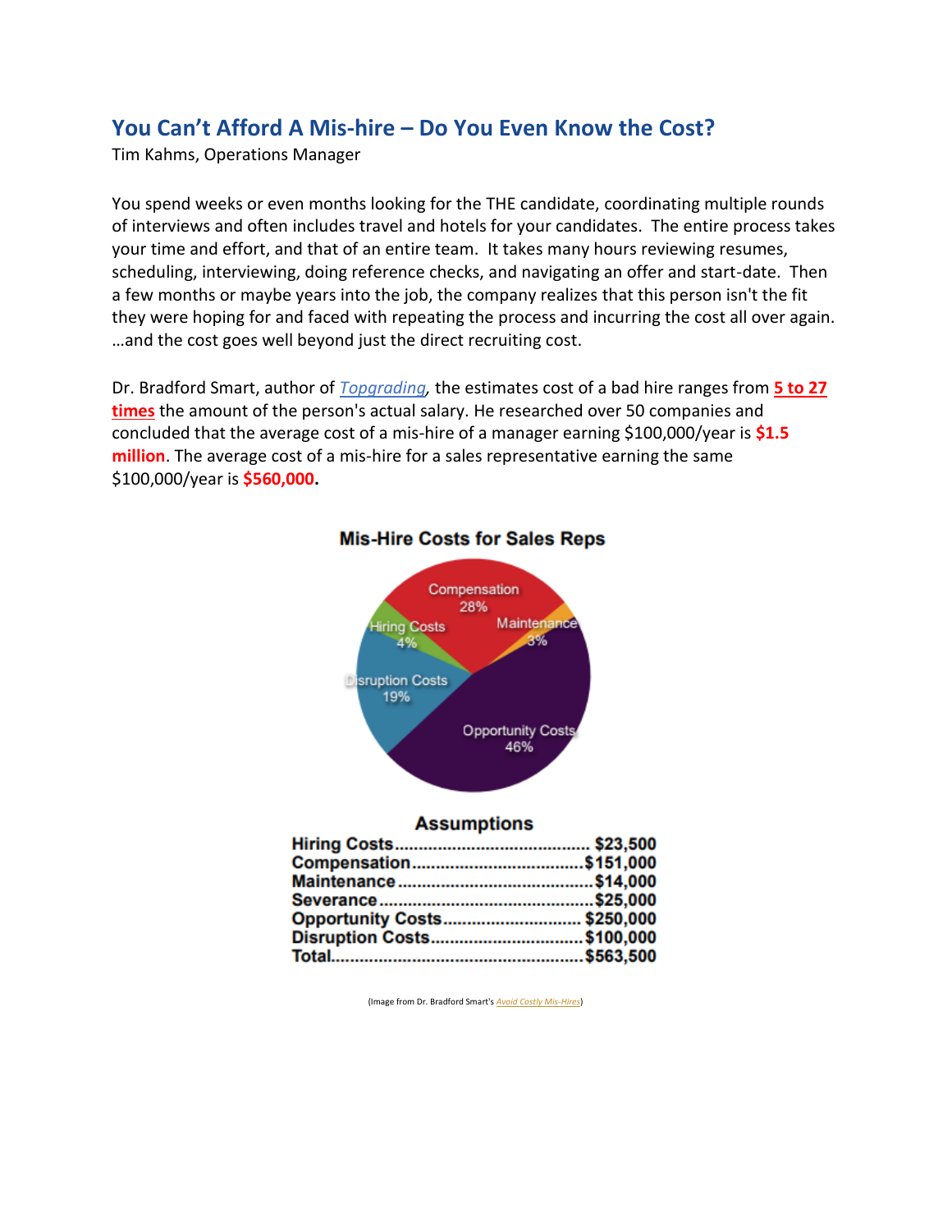# You Can't Afford A Mis-hire – Do You Even Know the Cost?

Tim Kahms, Operations Manager

You spend weeks or even months looking for the THE candidate, coordinating multiple rounds of interviews and often includes travel and hotels for your candidates. The entire process takes your time and effort, and that of an entire team. It takes many hours reviewing resumes, scheduling, interviewing, doing reference checks, and navigating an offer and start-date. Then a few months or maybe years into the job, the company realizes that this person isn't the fit they were hoping for and faced with repeating the process and incurring the cost all over again. …and the cost goes well beyond just the direct recruiting cost.

Dr. Bradford Smart, author of *Topgrading*, the estimates cost of a bad hire ranges from **5 to 27 times** the amount of the person's actual salary. He researched over 50 companies and concluded that the average cost of a mis-hire of a manager earning $100,000/year is **$1.5 million**. The average cost of a mis-hire for a sales representative earning the same $100,000/year is **$560,000.**

**Mis-Hire Costs for Sales Reps**

Compensation 28%
Maintenance 3%
Hiring Costs 4%
Disruption Costs 19%
Opportunity Costs 46%

**Assumptions**

| Item | Cost |
|---|---|
| Hiring Costs | $23,500 |
| Compensation | $151,000 |
| Maintenance | $14,000 |
| Severance | $25,000 |
| Opportunity Costs | $250,000 |
| Disruption Costs | $100,000 |
| Total | $563,500 |

(Image from Dr. Bradford Smart's *Avoid Costly Mis-Hires*)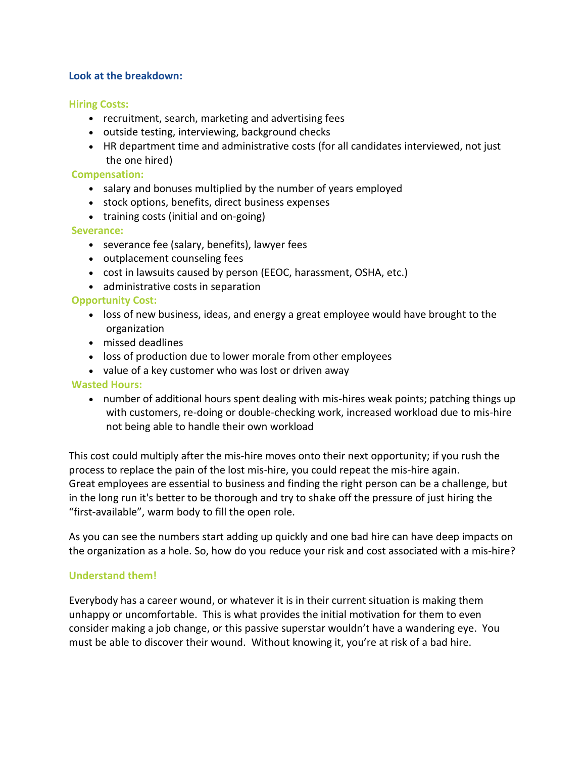### Look at the breakdown:

#### Hiring Costs:

- recruitment, search, marketing and advertising fees
- outside testing, interviewing, background checks
- HR department time and administrative costs (for all candidates interviewed, not just the one hired)

#### Compensation:

- salary and bonuses multiplied by the number of years employed
- stock options, benefits, direct business expenses
- training costs (initial and on-going)

#### Severance:

- severance fee (salary, benefits), lawyer fees
- outplacement counseling fees
- cost in lawsuits caused by person (EEOC, harassment, OSHA, etc.)
- administrative costs in separation

#### Opportunity Cost:

- loss of new business, ideas, and energy a great employee would have brought to the organization
- missed deadlines
- loss of production due to lower morale from other employees
- value of a key customer who was lost or driven away

#### Wasted Hours:

- number of additional hours spent dealing with mis-hires weak points; patching things up with customers, re-doing or double-checking work, increased workload due to mis-hire not being able to handle their own workload

This cost could multiply after the mis-hire moves onto their next opportunity; if you rush the process to replace the pain of the lost mis-hire, you could repeat the mis-hire again. Great employees are essential to business and finding the right person can be a challenge, but in the long run it's better to be thorough and try to shake off the pressure of just hiring the "first-available", warm body to fill the open role.

As you can see the numbers start adding up quickly and one bad hire can have deep impacts on the organization as a hole. So, how do you reduce your risk and cost associated with a mis-hire?

#### Understand them!

Everybody has a career wound, or whatever it is in their current situation is making them unhappy or uncomfortable. This is what provides the initial motivation for them to even consider making a job change, or this passive superstar wouldn't have a wandering eye. You must be able to discover their wound. Without knowing it, you're at risk of a bad hire.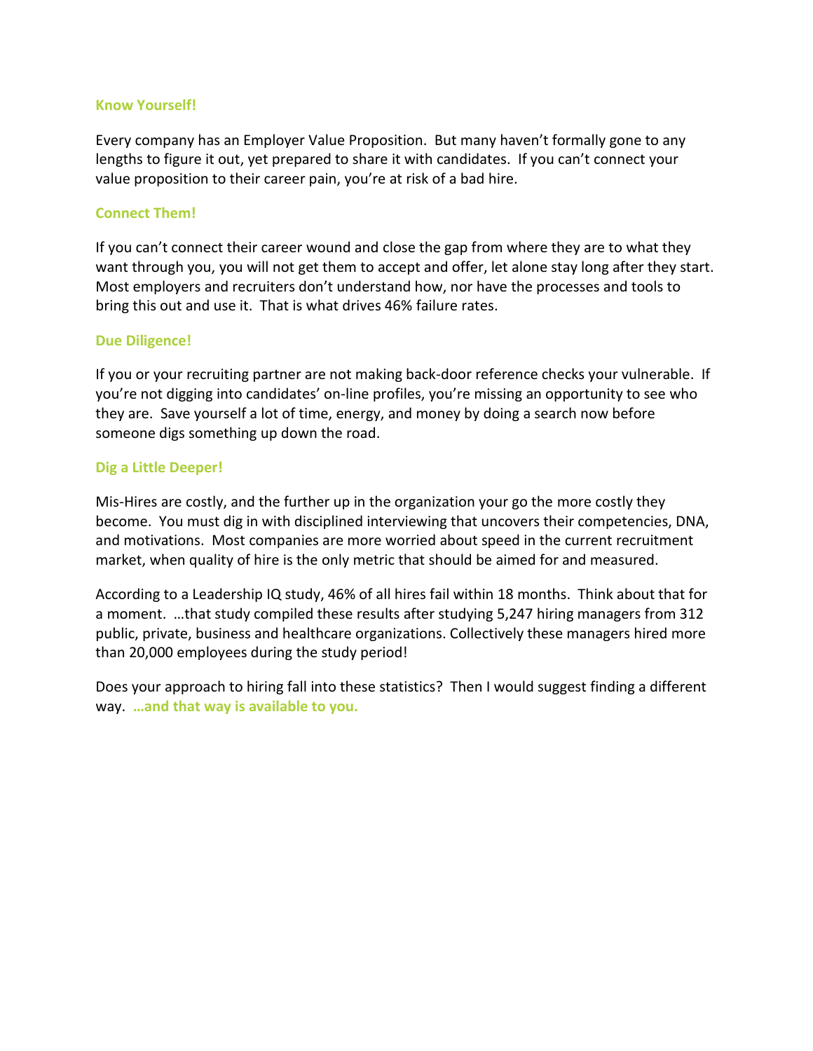### Know Yourself!

Every company has an Employer Value Proposition. But many haven't formally gone to any lengths to figure it out, yet prepared to share it with candidates. If you can't connect your value proposition to their career pain, you're at risk of a bad hire.

### Connect Them!

If you can't connect their career wound and close the gap from where they are to what they want through you, you will not get them to accept and offer, let alone stay long after they start. Most employers and recruiters don't understand how, nor have the processes and tools to bring this out and use it. That is what drives 46% failure rates.

### Due Diligence!

If you or your recruiting partner are not making back-door reference checks your vulnerable. If you're not digging into candidates' on-line profiles, you're missing an opportunity to see who they are. Save yourself a lot of time, energy, and money by doing a search now before someone digs something up down the road.

### Dig a Little Deeper!

Mis-Hires are costly, and the further up in the organization your go the more costly they become. You must dig in with disciplined interviewing that uncovers their competencies, DNA, and motivations. Most companies are more worried about speed in the current recruitment market, when quality of hire is the only metric that should be aimed for and measured.

According to a Leadership IQ study, 46% of all hires fail within 18 months. Think about that for a moment. …that study compiled these results after studying 5,247 hiring managers from 312 public, private, business and healthcare organizations. Collectively these managers hired more than 20,000 employees during the study period!

Does your approach to hiring fall into these statistics? Then I would suggest finding a different way. **…and that way is available to you.**